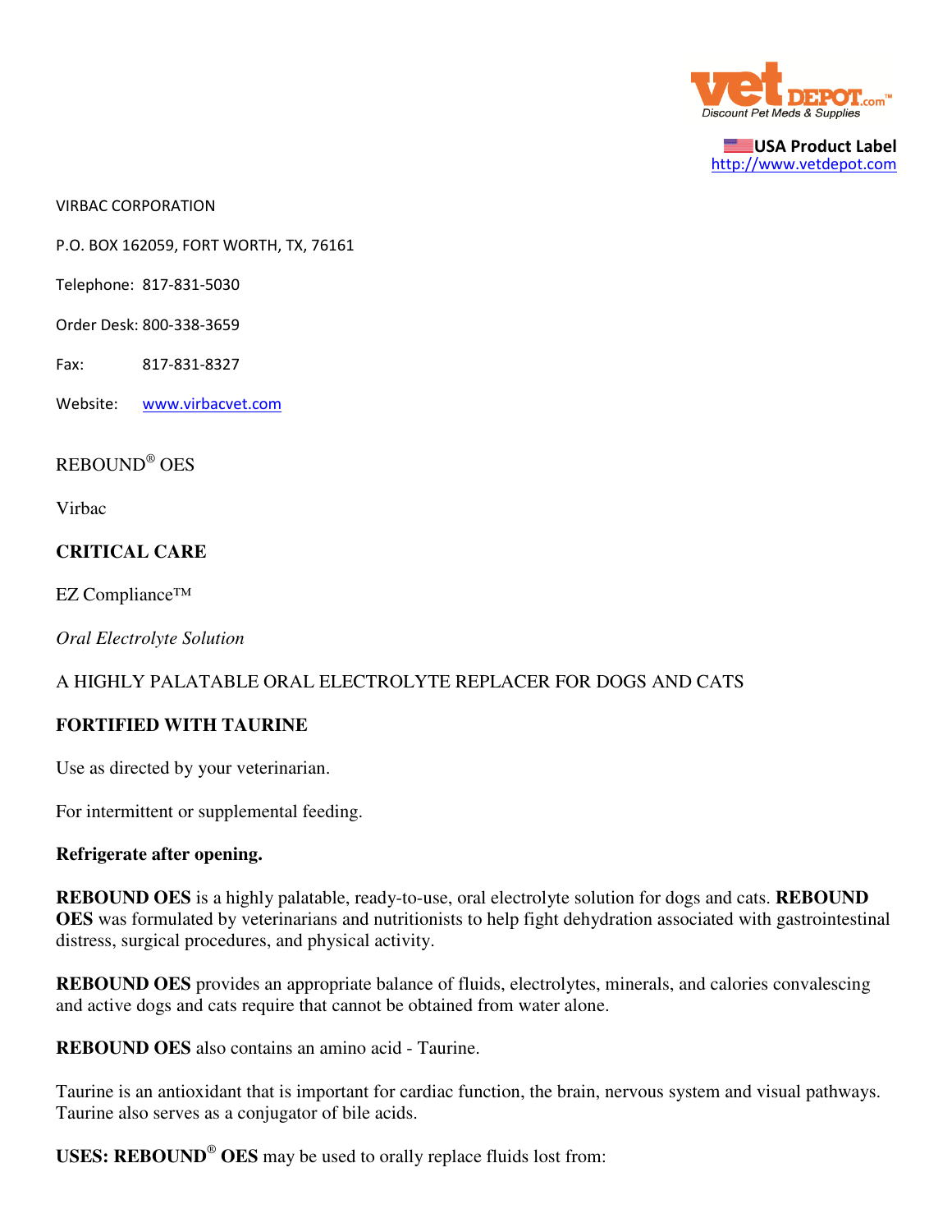VIRBAC CORPORATION

P.O. BOX 162059, FORT WORTH, TX, 76161

Telephone: 817-831-5030

Order Desk: 800-338-3659

Fax: 817-831-8327

Website: www.virbacvet.com

REBOUND® OES

Virbac

**CRITICAL CARE**

EZ Compliance™

*Oral Electrolyte Solution*

A HIGHLY PALATABLE ORAL ELECTROLYTE REPLACER FOR DOGS AND CATS

**FORTIFIED WITH TAURINE**

Use as directed by your veterinarian.

For intermittent or supplemental feeding.

**Refrigerate after opening.**

**REBOUND OES** is a highly palatable, ready-to-use, oral electrolyte solution for dogs and cats. **REBOUND OES** was formulated by veterinarians and nutritionists to help fight dehydration associated with gastrointestinal distress, surgical procedures, and physical activity.

**REBOUND OES** provides an appropriate balance of fluids, electrolytes, minerals, and calories convalescing and active dogs and cats require that cannot be obtained from water alone.

**REBOUND OES** also contains an amino acid - Taurine.

Taurine is an antioxidant that is important for cardiac function, the brain, nervous system and visual pathways. Taurine also serves as a conjugator of bile acids.

**USES: REBOUND® OES** may be used to orally replace fluids lost from: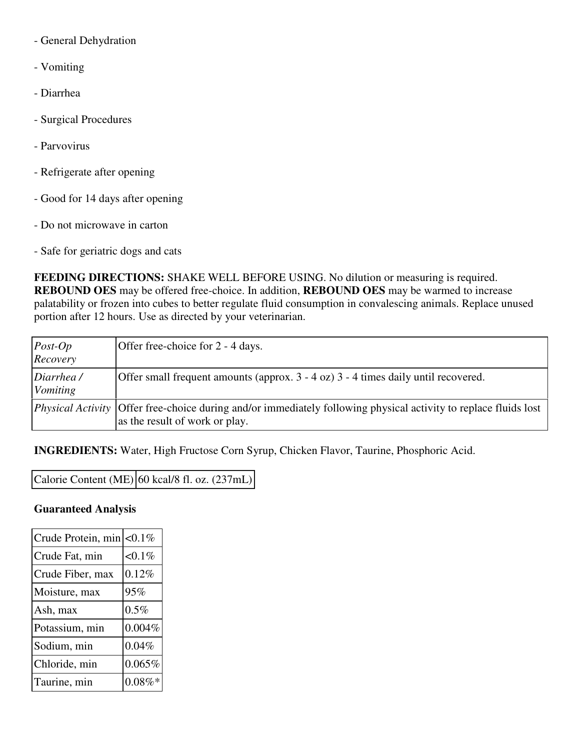- General Dehydration
- Vomiting
- Diarrhea
- Surgical Procedures
- Parvovirus
- Refrigerate after opening
- Good for 14 days after opening
- Do not microwave in carton
- Safe for geriatric dogs and cats

**FEEDING DIRECTIONS:** SHAKE WELL BEFORE USING. No dilution or measuring is required. **REBOUND OES** may be offered free-choice. In addition, **REBOUND OES** may be warmed to increase palatability or frozen into cubes to better regulate fluid consumption in convalescing animals. Replace unused portion after 12 hours. Use as directed by your veterinarian.

| | |
|---|---|
| *Post-Op Recovery* | Offer free-choice for 2 - 4 days. |
| *Diarrhea / Vomiting* | Offer small frequent amounts (approx. 3 - 4 oz) 3 - 4 times daily until recovered. |
| *Physical Activity* | Offer free-choice during and/or immediately following physical activity to replace fluids lost as the result of work or play. |

**INGREDIENTS:** Water, High Fructose Corn Syrup, Chicken Flavor, Taurine, Phosphoric Acid.

| | |
|---|---|
| Calorie Content (ME) | 60 kcal/8 fl. oz. (237mL) |

**Guaranteed Analysis**

| | |
|---|---|
| Crude Protein, min | <0.1% |
| Crude Fat, min | <0.1% |
| Crude Fiber, max | 0.12% |
| Moisture, max | 95% |
| Ash, max | 0.5% |
| Potassium, min | 0.004% |
| Sodium, min | 0.04% |
| Chloride, min | 0.065% |
| Taurine, min | 0.08%* |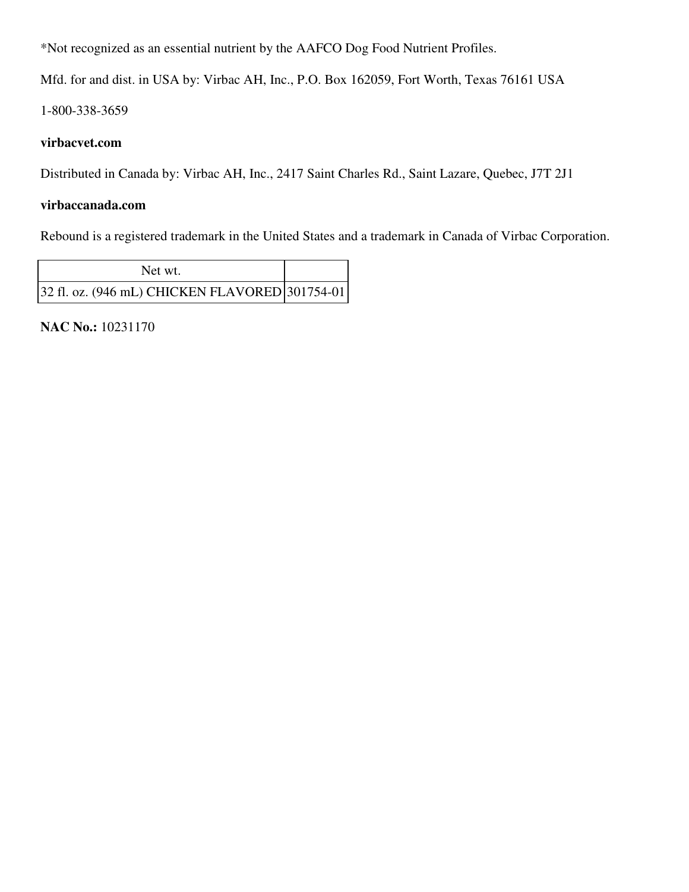*Not recognized as an essential nutrient by the AAFCO Dog Food Nutrient Profiles.

Mfd. for and dist. in USA by: Virbac AH, Inc., P.O. Box 162059, Fort Worth, Texas 76161 USA

1-800-338-3659

**virbacvet.com**

Distributed in Canada by: Virbac AH, Inc., 2417 Saint Charles Rd., Saint Lazare, Quebec, J7T 2J1

**virbaccanada.com**

Rebound is a registered trademark in the United States and a trademark in Canada of Virbac Corporation.

| Net wt. | |
| --- | --- |
| 32 fl. oz. (946 mL) CHICKEN FLAVORED | 301754-01 |

**NAC No.:** 10231170